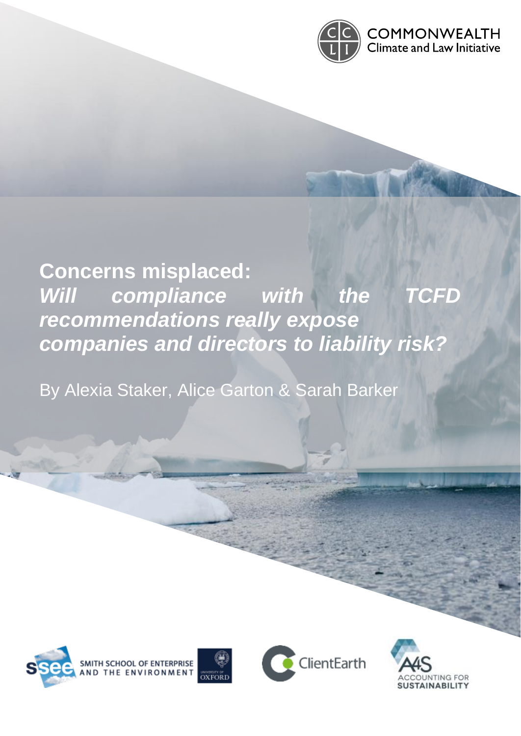COMMONWEALTH
Climate and Law Initiative

# Concerns misplaced:
## *Will compliance with the TCFD recommendations really expose companies and directors to liability risk?*

By Alexia Staker, Alice Garton & Sarah Barker

SMITH SCHOOL OF ENTERPRISE AND THE ENVIRONMENT

UNIVERSITY OF OXFORD

ClientEarth

A4S ACCOUNTING FOR SUSTAINABILITY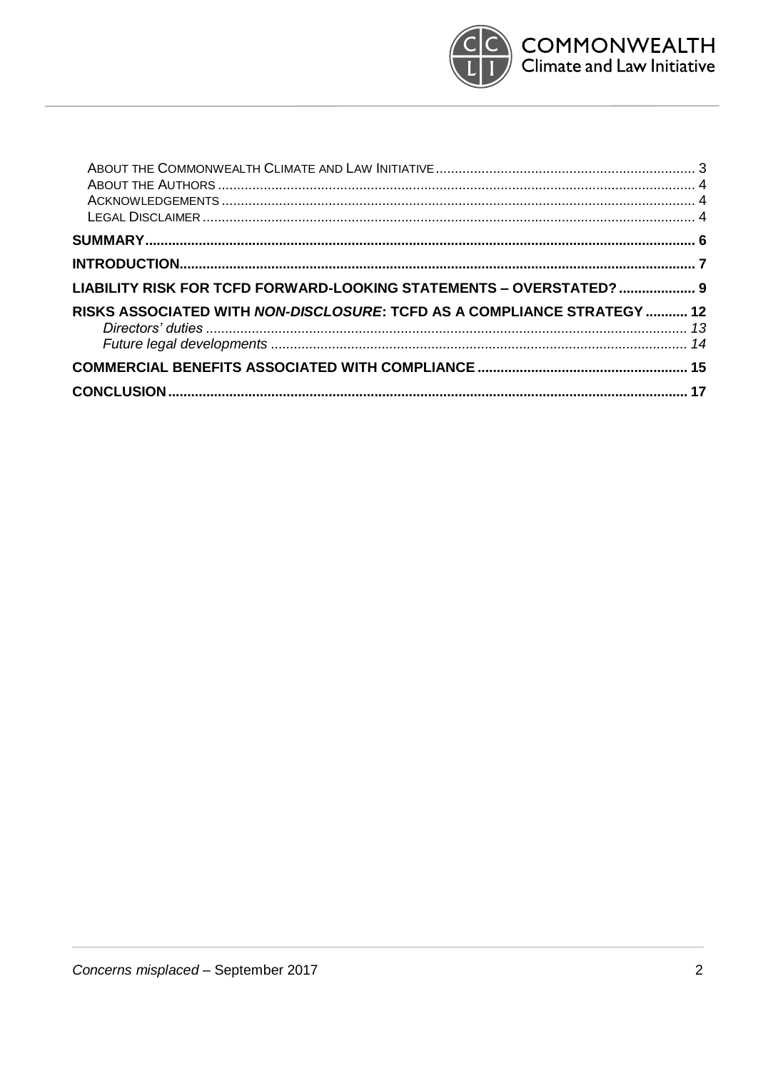About the Commonwealth Climate and Law Initiative ..... 3
About the Authors ..... 4
Acknowledgements ..... 4
Legal Disclaimer ..... 4

**SUMMARY ..... 6**

**INTRODUCTION ..... 7**

**LIABILITY RISK FOR TCFD FORWARD-LOOKING STATEMENTS – OVERSTATED? ..... 9**

**RISKS ASSOCIATED WITH *NON-DISCLOSURE*: TCFD AS A COMPLIANCE STRATEGY ..... 12**

*Directors' duties ..... 13*

*Future legal developments ..... 14*

**COMMERCIAL BENEFITS ASSOCIATED WITH COMPLIANCE ..... 15**

**CONCLUSION ..... 17**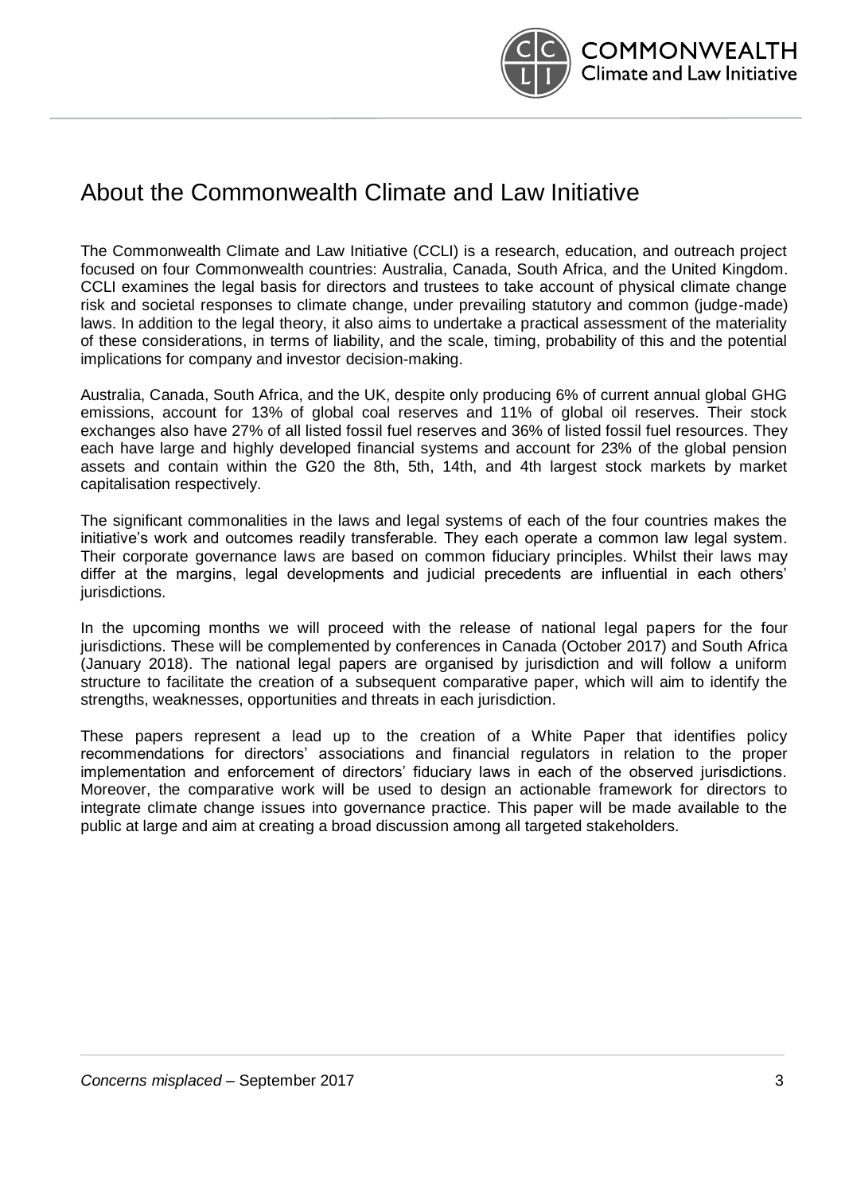# About the Commonwealth Climate and Law Initiative

The Commonwealth Climate and Law Initiative (CCLI) is a research, education, and outreach project focused on four Commonwealth countries: Australia, Canada, South Africa, and the United Kingdom. CCLI examines the legal basis for directors and trustees to take account of physical climate change risk and societal responses to climate change, under prevailing statutory and common (judge-made) laws. In addition to the legal theory, it also aims to undertake a practical assessment of the materiality of these considerations, in terms of liability, and the scale, timing, probability of this and the potential implications for company and investor decision-making.

Australia, Canada, South Africa, and the UK, despite only producing 6% of current annual global GHG emissions, account for 13% of global coal reserves and 11% of global oil reserves. Their stock exchanges also have 27% of all listed fossil fuel reserves and 36% of listed fossil fuel resources. They each have large and highly developed financial systems and account for 23% of the global pension assets and contain within the G20 the 8th, 5th, 14th, and 4th largest stock markets by market capitalisation respectively.

The significant commonalities in the laws and legal systems of each of the four countries makes the initiative's work and outcomes readily transferable. They each operate a common law legal system. Their corporate governance laws are based on common fiduciary principles. Whilst their laws may differ at the margins, legal developments and judicial precedents are influential in each others' jurisdictions.

In the upcoming months we will proceed with the release of national legal papers for the four jurisdictions. These will be complemented by conferences in Canada (October 2017) and South Africa (January 2018). The national legal papers are organised by jurisdiction and will follow a uniform structure to facilitate the creation of a subsequent comparative paper, which will aim to identify the strengths, weaknesses, opportunities and threats in each jurisdiction.

These papers represent a lead up to the creation of a White Paper that identifies policy recommendations for directors' associations and financial regulators in relation to the proper implementation and enforcement of directors' fiduciary laws in each of the observed jurisdictions. Moreover, the comparative work will be used to design an actionable framework for directors to integrate climate change issues into governance practice. This paper will be made available to the public at large and aim at creating a broad discussion among all targeted stakeholders.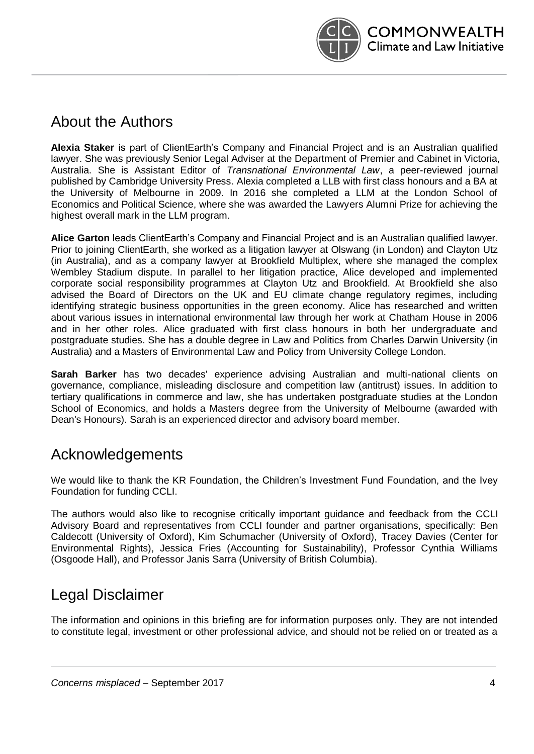## About the Authors

**Alexia Staker** is part of ClientEarth's Company and Financial Project and is an Australian qualified lawyer. She was previously Senior Legal Adviser at the Department of Premier and Cabinet in Victoria, Australia. She is Assistant Editor of *Transnational Environmental Law*, a peer-reviewed journal published by Cambridge University Press. Alexia completed a LLB with first class honours and a BA at the University of Melbourne in 2009. In 2016 she completed a LLM at the London School of Economics and Political Science, where she was awarded the Lawyers Alumni Prize for achieving the highest overall mark in the LLM program.

**Alice Garton** leads ClientEarth's Company and Financial Project and is an Australian qualified lawyer. Prior to joining ClientEarth, she worked as a litigation lawyer at Olswang (in London) and Clayton Utz (in Australia), and as a company lawyer at Brookfield Multiplex, where she managed the complex Wembley Stadium dispute. In parallel to her litigation practice, Alice developed and implemented corporate social responsibility programmes at Clayton Utz and Brookfield. At Brookfield she also advised the Board of Directors on the UK and EU climate change regulatory regimes, including identifying strategic business opportunities in the green economy. Alice has researched and written about various issues in international environmental law through her work at Chatham House in 2006 and in her other roles. Alice graduated with first class honours in both her undergraduate and postgraduate studies. She has a double degree in Law and Politics from Charles Darwin University (in Australia) and a Masters of Environmental Law and Policy from University College London.

**Sarah Barker** has two decades' experience advising Australian and multi-national clients on governance, compliance, misleading disclosure and competition law (antitrust) issues. In addition to tertiary qualifications in commerce and law, she has undertaken postgraduate studies at the London School of Economics, and holds a Masters degree from the University of Melbourne (awarded with Dean's Honours). Sarah is an experienced director and advisory board member.

## Acknowledgements

We would like to thank the KR Foundation, the Children's Investment Fund Foundation, and the Ivey Foundation for funding CCLI.

The authors would also like to recognise critically important guidance and feedback from the CCLI Advisory Board and representatives from CCLI founder and partner organisations, specifically: Ben Caldecott (University of Oxford), Kim Schumacher (University of Oxford), Tracey Davies (Center for Environmental Rights), Jessica Fries (Accounting for Sustainability), Professor Cynthia Williams (Osgoode Hall), and Professor Janis Sarra (University of British Columbia).

## Legal Disclaimer

The information and opinions in this briefing are for information purposes only. They are not intended to constitute legal, investment or other professional advice, and should not be relied on or treated as a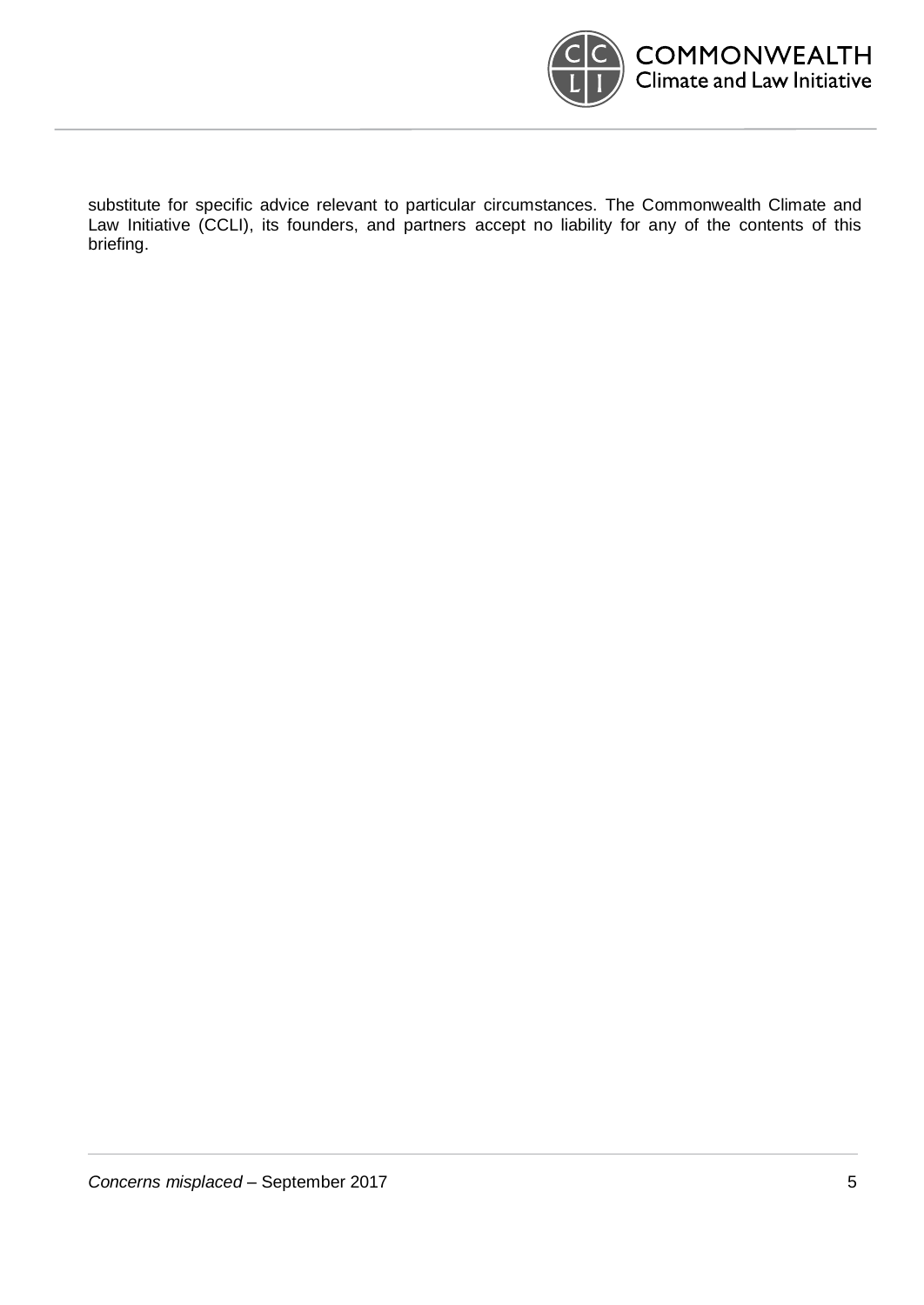substitute for specific advice relevant to particular circumstances. The Commonwealth Climate and Law Initiative (CCLI), its founders, and partners accept no liability for any of the contents of this briefing.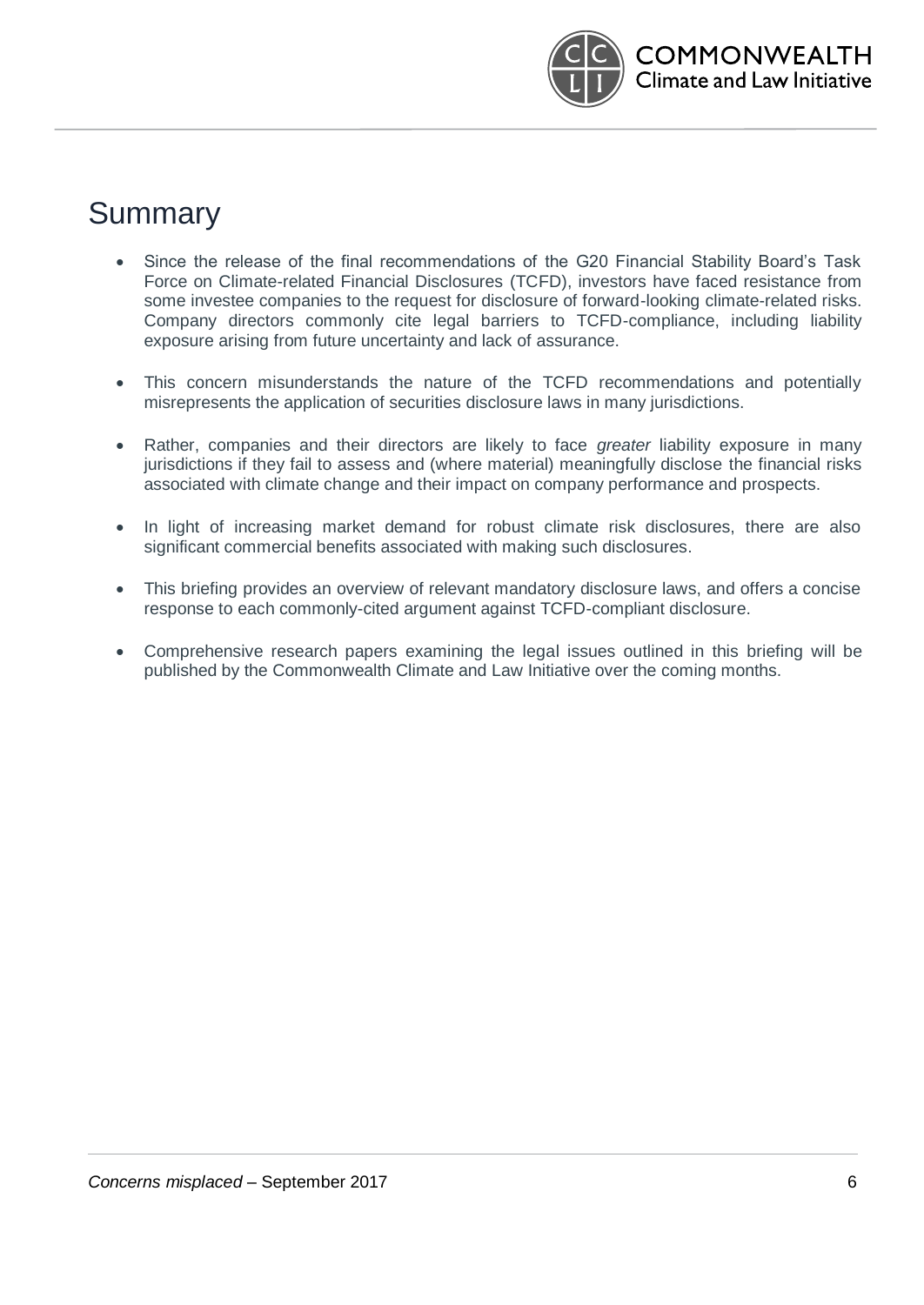# Summary

- Since the release of the final recommendations of the G20 Financial Stability Board's Task Force on Climate-related Financial Disclosures (TCFD), investors have faced resistance from some investee companies to the request for disclosure of forward-looking climate-related risks. Company directors commonly cite legal barriers to TCFD-compliance, including liability exposure arising from future uncertainty and lack of assurance.
- This concern misunderstands the nature of the TCFD recommendations and potentially misrepresents the application of securities disclosure laws in many jurisdictions.
- Rather, companies and their directors are likely to face *greater* liability exposure in many jurisdictions if they fail to assess and (where material) meaningfully disclose the financial risks associated with climate change and their impact on company performance and prospects.
- In light of increasing market demand for robust climate risk disclosures, there are also significant commercial benefits associated with making such disclosures.
- This briefing provides an overview of relevant mandatory disclosure laws, and offers a concise response to each commonly-cited argument against TCFD-compliant disclosure.
- Comprehensive research papers examining the legal issues outlined in this briefing will be published by the Commonwealth Climate and Law Initiative over the coming months.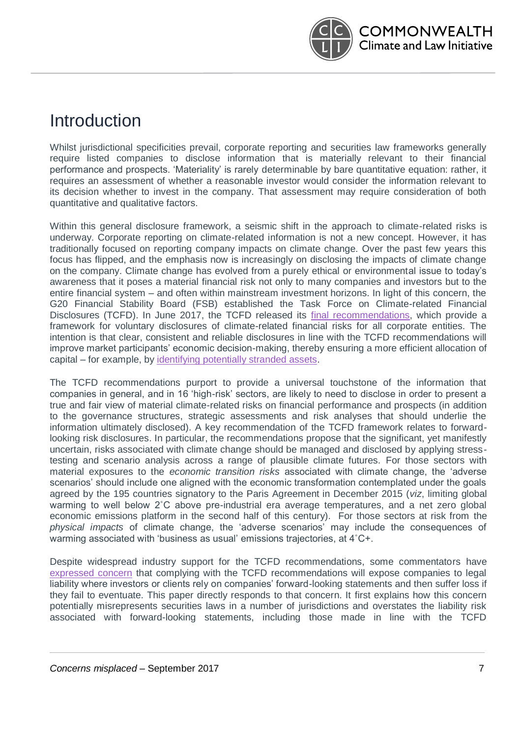# Introduction

Whilst jurisdictional specificities prevail, corporate reporting and securities law frameworks generally require listed companies to disclose information that is materially relevant to their financial performance and prospects. 'Materiality' is rarely determinable by bare quantitative equation: rather, it requires an assessment of whether a reasonable investor would consider the information relevant to its decision whether to invest in the company. That assessment may require consideration of both quantitative and qualitative factors.

Within this general disclosure framework, a seismic shift in the approach to climate-related risks is underway. Corporate reporting on climate-related information is not a new concept. However, it has traditionally focused on reporting company impacts on climate change. Over the past few years this focus has flipped, and the emphasis now is increasingly on disclosing the impacts of climate change on the company. Climate change has evolved from a purely ethical or environmental issue to today's awareness that it poses a material financial risk not only to many companies and investors but to the entire financial system – and often within mainstream investment horizons. In light of this concern, the G20 Financial Stability Board (FSB) established the Task Force on Climate-related Financial Disclosures (TCFD). In June 2017, the TCFD released its final recommendations, which provide a framework for voluntary disclosures of climate-related financial risks for all corporate entities. The intention is that clear, consistent and reliable disclosures in line with the TCFD recommendations will improve market participants' economic decision-making, thereby ensuring a more efficient allocation of capital – for example, by identifying potentially stranded assets.

The TCFD recommendations purport to provide a universal touchstone of the information that companies in general, and in 16 'high-risk' sectors, are likely to need to disclose in order to present a true and fair view of material climate-related risks on financial performance and prospects (in addition to the governance structures, strategic assessments and risk analyses that should underlie the information ultimately disclosed). A key recommendation of the TCFD framework relates to forward-looking risk disclosures. In particular, the recommendations propose that the significant, yet manifestly uncertain, risks associated with climate change should be managed and disclosed by applying stress-testing and scenario analysis across a range of plausible climate futures. For those sectors with material exposures to the *economic transition risks* associated with climate change, the 'adverse scenarios' should include one aligned with the economic transformation contemplated under the goals agreed by the 195 countries signatory to the Paris Agreement in December 2015 (*viz*, limiting global warming to well below 2˚C above pre-industrial era average temperatures, and a net zero global economic emissions platform in the second half of this century). For those sectors at risk from the *physical impacts* of climate change, the 'adverse scenarios' may include the consequences of warming associated with 'business as usual' emissions trajectories, at 4˚C+.

Despite widespread industry support for the TCFD recommendations, some commentators have expressed concern that complying with the TCFD recommendations will expose companies to legal liability where investors or clients rely on companies' forward-looking statements and then suffer loss if they fail to eventuate. This paper directly responds to that concern. It first explains how this concern potentially misrepresents securities laws in a number of jurisdictions and overstates the liability risk associated with forward-looking statements, including those made in line with the TCFD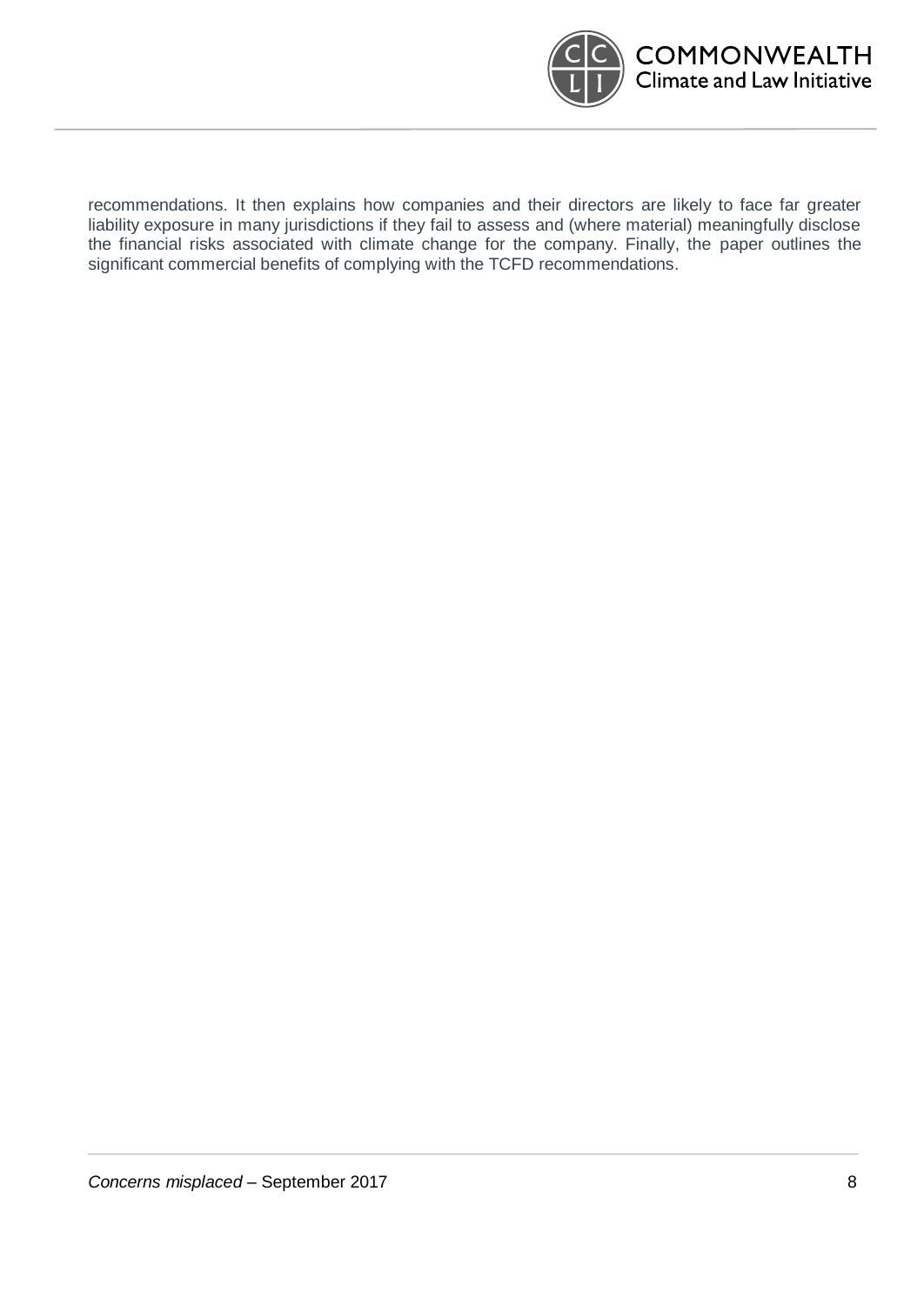recommendations. It then explains how companies and their directors are likely to face far greater liability exposure in many jurisdictions if they fail to assess and (where material) meaningfully disclose the financial risks associated with climate change for the company. Finally, the paper outlines the significant commercial benefits of complying with the TCFD recommendations.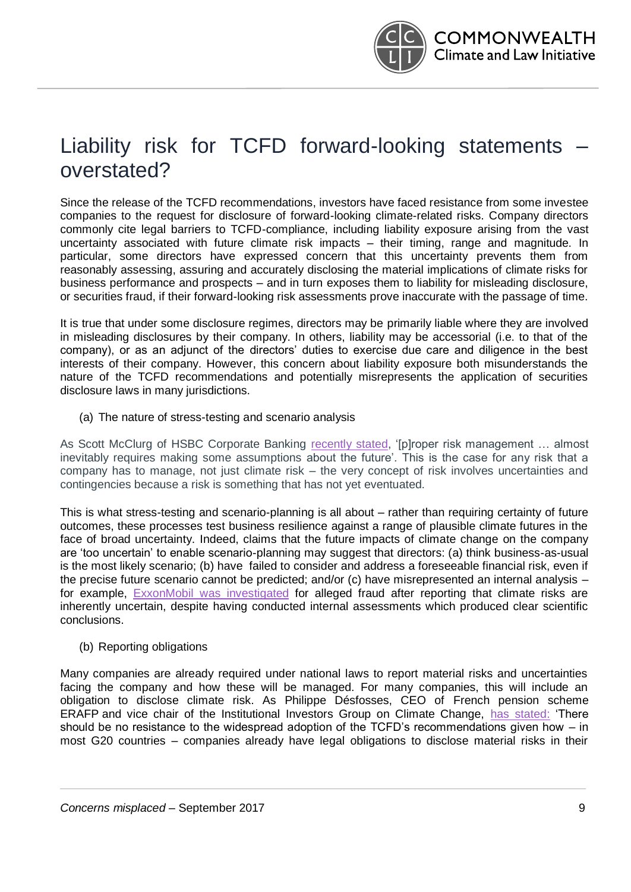# Liability risk for TCFD forward-looking statements – overstated?

Since the release of the TCFD recommendations, investors have faced resistance from some investee companies to the request for disclosure of forward-looking climate-related risks. Company directors commonly cite legal barriers to TCFD-compliance, including liability exposure arising from the vast uncertainty associated with future climate risk impacts – their timing, range and magnitude. In particular, some directors have expressed concern that this uncertainty prevents them from reasonably assessing, assuring and accurately disclosing the material implications of climate risks for business performance and prospects – and in turn exposes them to liability for misleading disclosure, or securities fraud, if their forward-looking risk assessments prove inaccurate with the passage of time.

It is true that under some disclosure regimes, directors may be primarily liable where they are involved in misleading disclosures by their company. In others, liability may be accessorial (i.e. to that of the company), or as an adjunct of the directors' duties to exercise due care and diligence in the best interests of their company. However, this concern about liability exposure both misunderstands the nature of the TCFD recommendations and potentially misrepresents the application of securities disclosure laws in many jurisdictions.

(a) The nature of stress-testing and scenario analysis

As Scott McClurg of HSBC Corporate Banking recently stated, '[p]roper risk management … almost inevitably requires making some assumptions about the future'. This is the case for any risk that a company has to manage, not just climate risk – the very concept of risk involves uncertainties and contingencies because a risk is something that has not yet eventuated.

This is what stress-testing and scenario-planning is all about – rather than requiring certainty of future outcomes, these processes test business resilience against a range of plausible climate futures in the face of broad uncertainty. Indeed, claims that the future impacts of climate change on the company are 'too uncertain' to enable scenario-planning may suggest that directors: (a) think business-as-usual is the most likely scenario; (b) have failed to consider and address a foreseeable financial risk, even if the precise future scenario cannot be predicted; and/or (c) have misrepresented an internal analysis – for example, ExxonMobil was investigated for alleged fraud after reporting that climate risks are inherently uncertain, despite having conducted internal assessments which produced clear scientific conclusions.

(b) Reporting obligations

Many companies are already required under national laws to report material risks and uncertainties facing the company and how these will be managed. For many companies, this will include an obligation to disclose climate risk. As Philippe Désfosses, CEO of French pension scheme ERAFP and vice chair of the Institutional Investors Group on Climate Change, has stated: 'There should be no resistance to the widespread adoption of the TCFD's recommendations given how – in most G20 countries – companies already have legal obligations to disclose material risks in their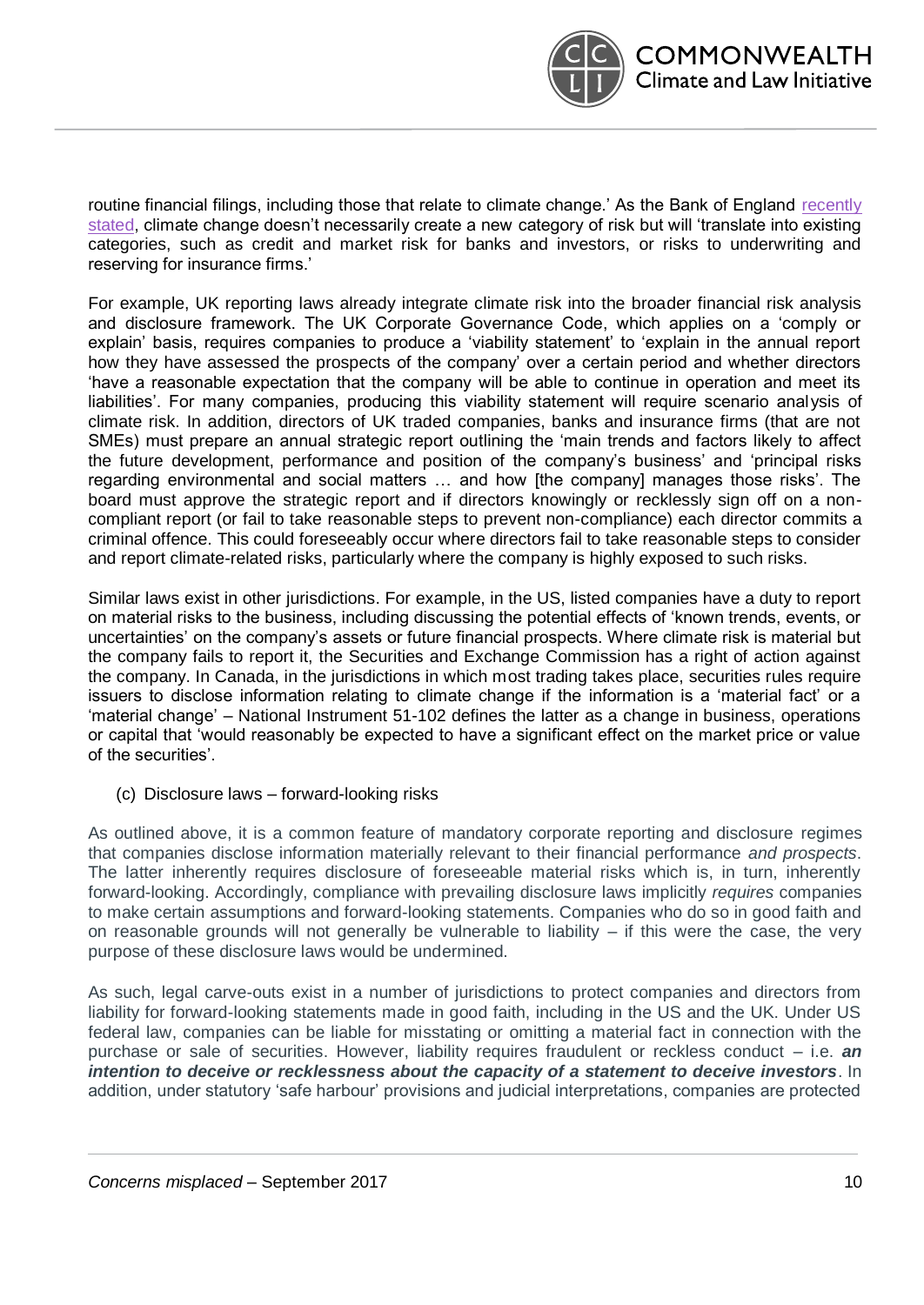routine financial filings, including those that relate to climate change.' As the Bank of England recently stated, climate change doesn't necessarily create a new category of risk but will 'translate into existing categories, such as credit and market risk for banks and investors, or risks to underwriting and reserving for insurance firms.'

For example, UK reporting laws already integrate climate risk into the broader financial risk analysis and disclosure framework. The UK Corporate Governance Code, which applies on a 'comply or explain' basis, requires companies to produce a 'viability statement' to 'explain in the annual report how they have assessed the prospects of the company' over a certain period and whether directors 'have a reasonable expectation that the company will be able to continue in operation and meet its liabilities'. For many companies, producing this viability statement will require scenario analysis of climate risk. In addition, directors of UK traded companies, banks and insurance firms (that are not SMEs) must prepare an annual strategic report outlining the 'main trends and factors likely to affect the future development, performance and position of the company's business' and 'principal risks regarding environmental and social matters … and how [the company] manages those risks'. The board must approve the strategic report and if directors knowingly or recklessly sign off on a non-compliant report (or fail to take reasonable steps to prevent non-compliance) each director commits a criminal offence. This could foreseeably occur where directors fail to take reasonable steps to consider and report climate-related risks, particularly where the company is highly exposed to such risks.

Similar laws exist in other jurisdictions. For example, in the US, listed companies have a duty to report on material risks to the business, including discussing the potential effects of 'known trends, events, or uncertainties' on the company's assets or future financial prospects. Where climate risk is material but the company fails to report it, the Securities and Exchange Commission has a right of action against the company. In Canada, in the jurisdictions in which most trading takes place, securities rules require issuers to disclose information relating to climate change if the information is a 'material fact' or a 'material change' – National Instrument 51-102 defines the latter as a change in business, operations or capital that 'would reasonably be expected to have a significant effect on the market price or value of the securities'.

(c) Disclosure laws – forward-looking risks

As outlined above, it is a common feature of mandatory corporate reporting and disclosure regimes that companies disclose information materially relevant to their financial performance *and prospects*. The latter inherently requires disclosure of foreseeable material risks which is, in turn, inherently forward-looking. Accordingly, compliance with prevailing disclosure laws implicitly *requires* companies to make certain assumptions and forward-looking statements. Companies who do so in good faith and on reasonable grounds will not generally be vulnerable to liability – if this were the case, the very purpose of these disclosure laws would be undermined.

As such, legal carve-outs exist in a number of jurisdictions to protect companies and directors from liability for forward-looking statements made in good faith, including in the US and the UK. Under US federal law, companies can be liable for misstating or omitting a material fact in connection with the purchase or sale of securities. However, liability requires fraudulent or reckless conduct – i.e. ***an intention to deceive or recklessness about the capacity of a statement to deceive investors***. In addition, under statutory 'safe harbour' provisions and judicial interpretations, companies are protected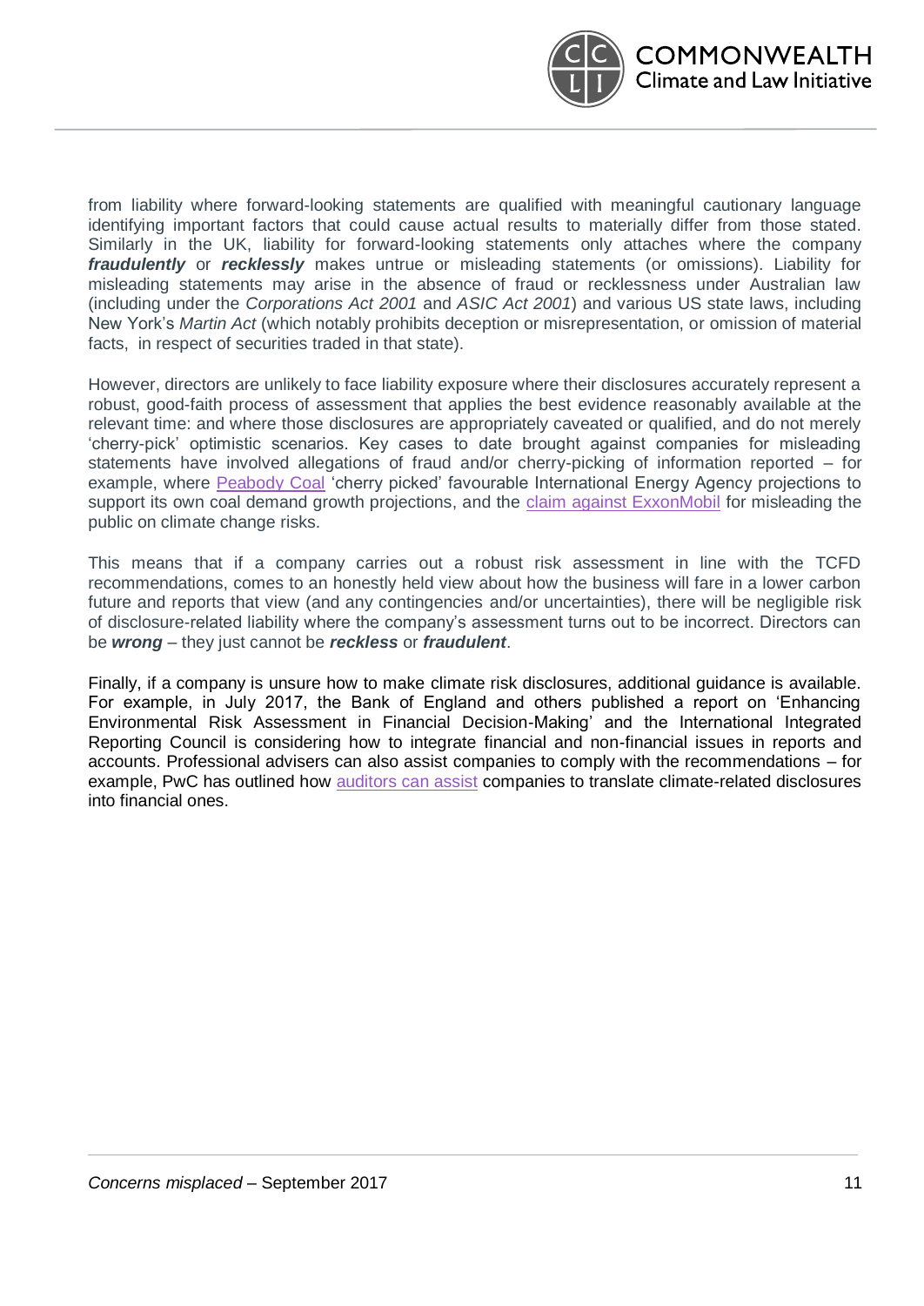from liability where forward-looking statements are qualified with meaningful cautionary language identifying important factors that could cause actual results to materially differ from those stated. Similarly in the UK, liability for forward-looking statements only attaches where the company ***fraudulently*** or ***recklessly*** makes untrue or misleading statements (or omissions). Liability for misleading statements may arise in the absence of fraud or recklessness under Australian law (including under the *Corporations Act 2001* and *ASIC Act 2001*) and various US state laws, including New York's *Martin Act* (which notably prohibits deception or misrepresentation, or omission of material facts, in respect of securities traded in that state).

However, directors are unlikely to face liability exposure where their disclosures accurately represent a robust, good-faith process of assessment that applies the best evidence reasonably available at the relevant time: and where those disclosures are appropriately caveated or qualified, and do not merely 'cherry-pick' optimistic scenarios. Key cases to date brought against companies for misleading statements have involved allegations of fraud and/or cherry-picking of information reported – for example, where Peabody Coal 'cherry picked' favourable International Energy Agency projections to support its own coal demand growth projections, and the claim against ExxonMobil for misleading the public on climate change risks.

This means that if a company carries out a robust risk assessment in line with the TCFD recommendations, comes to an honestly held view about how the business will fare in a lower carbon future and reports that view (and any contingencies and/or uncertainties), there will be negligible risk of disclosure-related liability where the company's assessment turns out to be incorrect. Directors can be ***wrong*** – they just cannot be ***reckless*** or ***fraudulent***.

Finally, if a company is unsure how to make climate risk disclosures, additional guidance is available. For example, in July 2017, the Bank of England and others published a report on 'Enhancing Environmental Risk Assessment in Financial Decision-Making' and the International Integrated Reporting Council is considering how to integrate financial and non-financial issues in reports and accounts. Professional advisers can also assist companies to comply with the recommendations – for example, PwC has outlined how auditors can assist companies to translate climate-related disclosures into financial ones.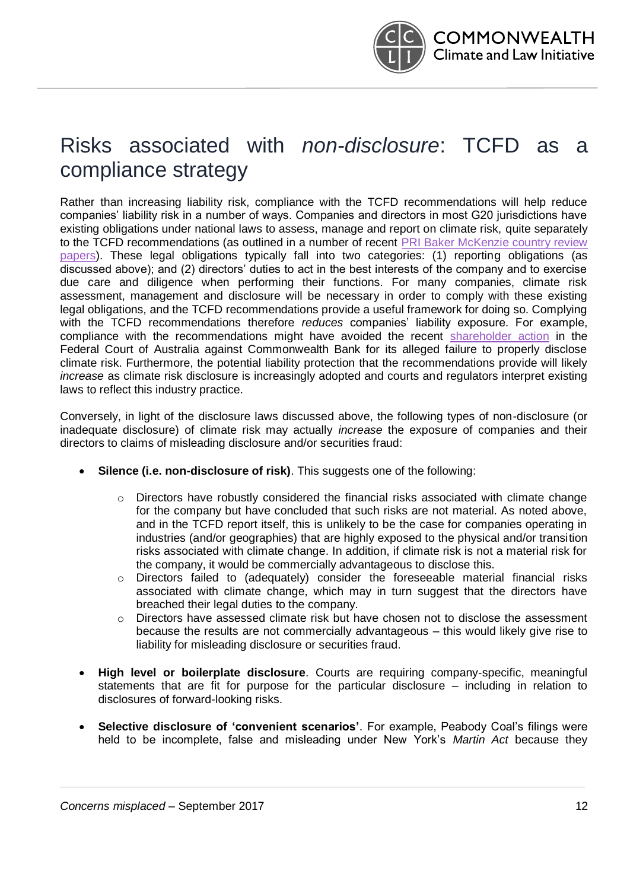# Risks associated with *non-disclosure*: TCFD as a compliance strategy

Rather than increasing liability risk, compliance with the TCFD recommendations will help reduce companies' liability risk in a number of ways. Companies and directors in most G20 jurisdictions have existing obligations under national laws to assess, manage and report on climate risk, quite separately to the TCFD recommendations (as outlined in a number of recent PRI Baker McKenzie country review papers). These legal obligations typically fall into two categories: (1) reporting obligations (as discussed above); and (2) directors' duties to act in the best interests of the company and to exercise due care and diligence when performing their functions. For many companies, climate risk assessment, management and disclosure will be necessary in order to comply with these existing legal obligations, and the TCFD recommendations provide a useful framework for doing so. Complying with the TCFD recommendations therefore *reduces* companies' liability exposure. For example, compliance with the recommendations might have avoided the recent shareholder action in the Federal Court of Australia against Commonwealth Bank for its alleged failure to properly disclose climate risk. Furthermore, the potential liability protection that the recommendations provide will likely *increase* as climate risk disclosure is increasingly adopted and courts and regulators interpret existing laws to reflect this industry practice.

Conversely, in light of the disclosure laws discussed above, the following types of non-disclosure (or inadequate disclosure) of climate risk may actually *increase* the exposure of companies and their directors to claims of misleading disclosure and/or securities fraud:

- **Silence (i.e. non-disclosure of risk)**. This suggests one of the following:
    - Directors have robustly considered the financial risks associated with climate change for the company but have concluded that such risks are not material. As noted above, and in the TCFD report itself, this is unlikely to be the case for companies operating in industries (and/or geographies) that are highly exposed to the physical and/or transition risks associated with climate change. In addition, if climate risk is not a material risk for the company, it would be commercially advantageous to disclose this.
    - Directors failed to (adequately) consider the foreseeable material financial risks associated with climate change, which may in turn suggest that the directors have breached their legal duties to the company.
    - Directors have assessed climate risk but have chosen not to disclose the assessment because the results are not commercially advantageous – this would likely give rise to liability for misleading disclosure or securities fraud.
- **High level or boilerplate disclosure**. Courts are requiring company-specific, meaningful statements that are fit for purpose for the particular disclosure – including in relation to disclosures of forward-looking risks.
- **Selective disclosure of 'convenient scenarios'**. For example, Peabody Coal's filings were held to be incomplete, false and misleading under New York's *Martin Act* because they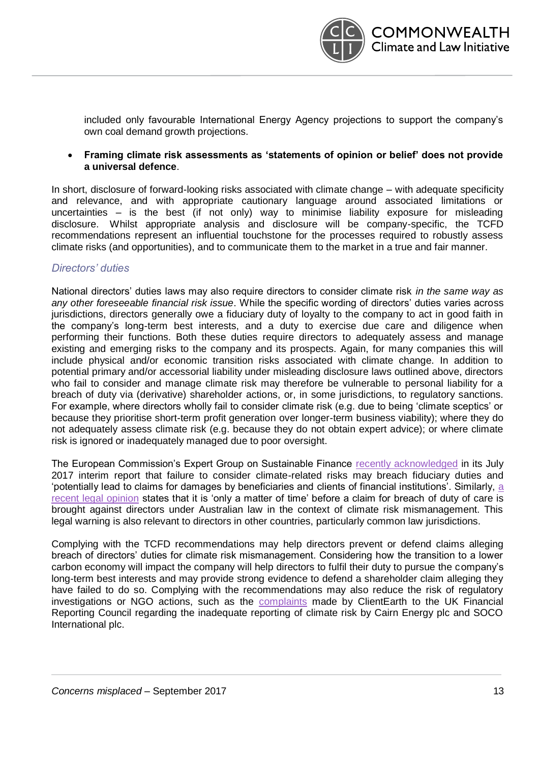included only favourable International Energy Agency projections to support the company's own coal demand growth projections.

- **Framing climate risk assessments as 'statements of opinion or belief' does not provide a universal defence**.

In short, disclosure of forward-looking risks associated with climate change – with adequate specificity and relevance, and with appropriate cautionary language around associated limitations or uncertainties – is the best (if not only) way to minimise liability exposure for misleading disclosure. Whilst appropriate analysis and disclosure will be company-specific, the TCFD recommendations represent an influential touchstone for the processes required to robustly assess climate risks (and opportunities), and to communicate them to the market in a true and fair manner.

### *Directors' duties*

National directors' duties laws may also require directors to consider climate risk *in the same way as any other foreseeable financial risk issue*. While the specific wording of directors' duties varies across jurisdictions, directors generally owe a fiduciary duty of loyalty to the company to act in good faith in the company's long-term best interests, and a duty to exercise due care and diligence when performing their functions. Both these duties require directors to adequately assess and manage existing and emerging risks to the company and its prospects. Again, for many companies this will include physical and/or economic transition risks associated with climate change. In addition to potential primary and/or accessorial liability under misleading disclosure laws outlined above, directors who fail to consider and manage climate risk may therefore be vulnerable to personal liability for a breach of duty via (derivative) shareholder actions, or, in some jurisdictions, to regulatory sanctions. For example, where directors wholly fail to consider climate risk (e.g. due to being 'climate sceptics' or because they prioritise short-term profit generation over longer-term business viability); where they do not adequately assess climate risk (e.g. because they do not obtain expert advice); or where climate risk is ignored or inadequately managed due to poor oversight.

The European Commission's Expert Group on Sustainable Finance recently acknowledged in its July 2017 interim report that failure to consider climate-related risks may breach fiduciary duties and 'potentially lead to claims for damages by beneficiaries and clients of financial institutions'. Similarly, a recent legal opinion states that it is 'only a matter of time' before a claim for breach of duty of care is brought against directors under Australian law in the context of climate risk mismanagement. This legal warning is also relevant to directors in other countries, particularly common law jurisdictions.

Complying with the TCFD recommendations may help directors prevent or defend claims alleging breach of directors' duties for climate risk mismanagement. Considering how the transition to a lower carbon economy will impact the company will help directors to fulfil their duty to pursue the company's long-term best interests and may provide strong evidence to defend a shareholder claim alleging they have failed to do so. Complying with the recommendations may also reduce the risk of regulatory investigations or NGO actions, such as the complaints made by ClientEarth to the UK Financial Reporting Council regarding the inadequate reporting of climate risk by Cairn Energy plc and SOCO International plc.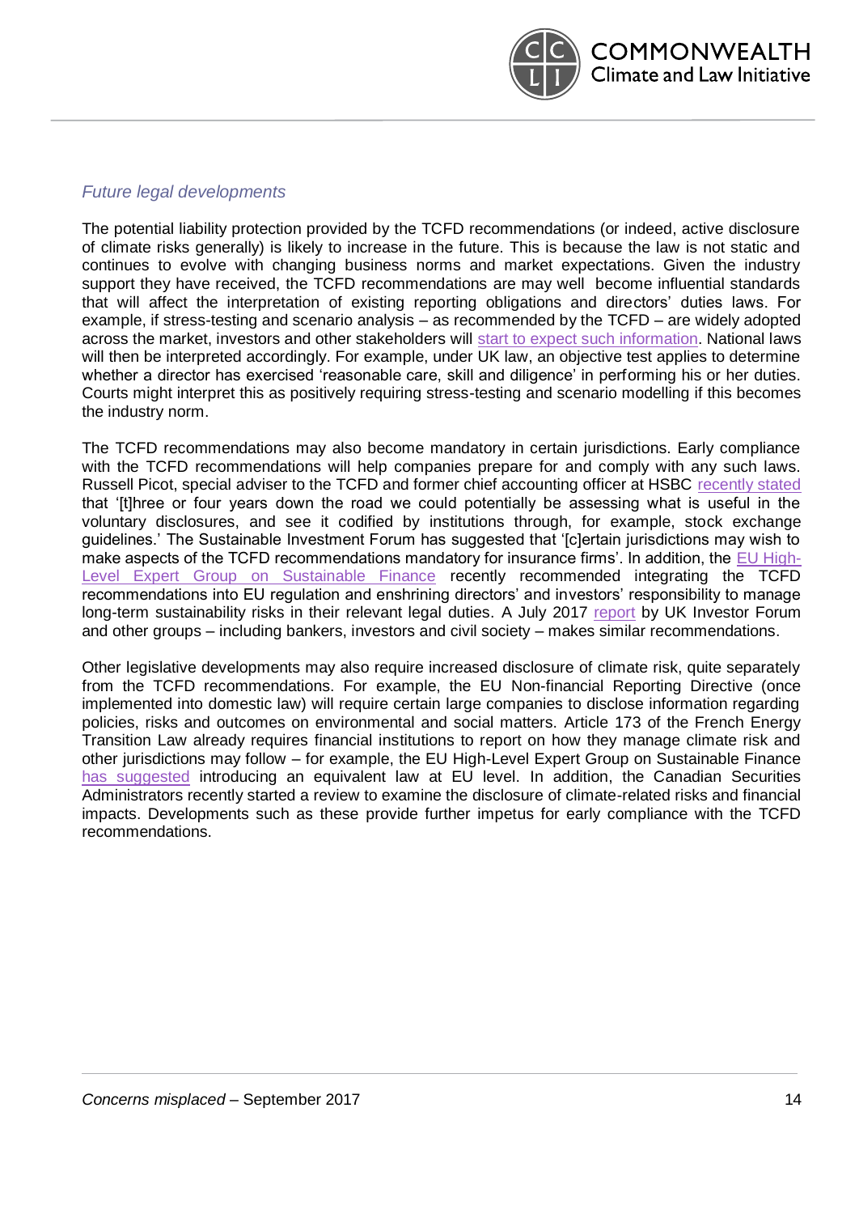*Future legal developments*

The potential liability protection provided by the TCFD recommendations (or indeed, active disclosure of climate risks generally) is likely to increase in the future. This is because the law is not static and continues to evolve with changing business norms and market expectations. Given the industry support they have received, the TCFD recommendations are may well become influential standards that will affect the interpretation of existing reporting obligations and directors' duties laws. For example, if stress-testing and scenario analysis – as recommended by the TCFD – are widely adopted across the market, investors and other stakeholders will start to expect such information. National laws will then be interpreted accordingly. For example, under UK law, an objective test applies to determine whether a director has exercised 'reasonable care, skill and diligence' in performing his or her duties. Courts might interpret this as positively requiring stress-testing and scenario modelling if this becomes the industry norm.

The TCFD recommendations may also become mandatory in certain jurisdictions. Early compliance with the TCFD recommendations will help companies prepare for and comply with any such laws. Russell Picot, special adviser to the TCFD and former chief accounting officer at HSBC recently stated that '[t]hree or four years down the road we could potentially be assessing what is useful in the voluntary disclosures, and see it codified by institutions through, for example, stock exchange guidelines.' The Sustainable Investment Forum has suggested that '[c]ertain jurisdictions may wish to make aspects of the TCFD recommendations mandatory for insurance firms'. In addition, the EU High-Level Expert Group on Sustainable Finance recently recommended integrating the TCFD recommendations into EU regulation and enshrining directors' and investors' responsibility to manage long-term sustainability risks in their relevant legal duties. A July 2017 report by UK Investor Forum and other groups – including bankers, investors and civil society – makes similar recommendations.

Other legislative developments may also require increased disclosure of climate risk, quite separately from the TCFD recommendations. For example, the EU Non-financial Reporting Directive (once implemented into domestic law) will require certain large companies to disclose information regarding policies, risks and outcomes on environmental and social matters. Article 173 of the French Energy Transition Law already requires financial institutions to report on how they manage climate risk and other jurisdictions may follow – for example, the EU High-Level Expert Group on Sustainable Finance has suggested introducing an equivalent law at EU level. In addition, the Canadian Securities Administrators recently started a review to examine the disclosure of climate-related risks and financial impacts. Developments such as these provide further impetus for early compliance with the TCFD recommendations.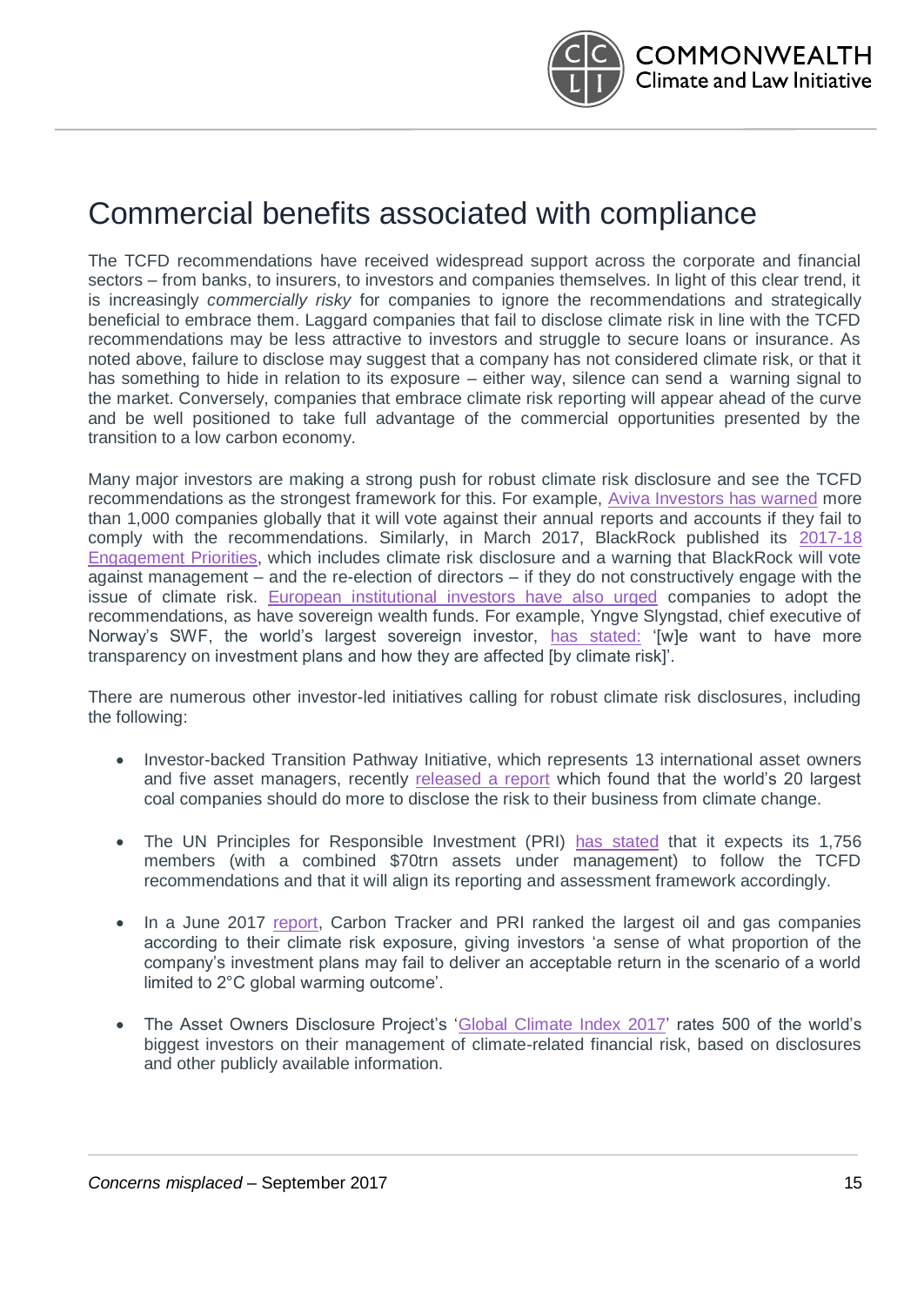# Commercial benefits associated with compliance

The TCFD recommendations have received widespread support across the corporate and financial sectors – from banks, to insurers, to investors and companies themselves. In light of this clear trend, it is increasingly *commercially risky* for companies to ignore the recommendations and strategically beneficial to embrace them. Laggard companies that fail to disclose climate risk in line with the TCFD recommendations may be less attractive to investors and struggle to secure loans or insurance. As noted above, failure to disclose may suggest that a company has not considered climate risk, or that it has something to hide in relation to its exposure – either way, silence can send a warning signal to the market. Conversely, companies that embrace climate risk reporting will appear ahead of the curve and be well positioned to take full advantage of the commercial opportunities presented by the transition to a low carbon economy.

Many major investors are making a strong push for robust climate risk disclosure and see the TCFD recommendations as the strongest framework for this. For example, Aviva Investors has warned more than 1,000 companies globally that it will vote against their annual reports and accounts if they fail to comply with the recommendations. Similarly, in March 2017, BlackRock published its 2017-18 Engagement Priorities, which includes climate risk disclosure and a warning that BlackRock will vote against management – and the re-election of directors – if they do not constructively engage with the issue of climate risk. European institutional investors have also urged companies to adopt the recommendations, as have sovereign wealth funds. For example, Yngve Slyngstad, chief executive of Norway's SWF, the world's largest sovereign investor, has stated: '[w]e want to have more transparency on investment plans and how they are affected [by climate risk]'.

There are numerous other investor-led initiatives calling for robust climate risk disclosures, including the following:

- Investor-backed Transition Pathway Initiative, which represents 13 international asset owners and five asset managers, recently released a report which found that the world's 20 largest coal companies should do more to disclose the risk to their business from climate change.
- The UN Principles for Responsible Investment (PRI) has stated that it expects its 1,756 members (with a combined $70trn assets under management) to follow the TCFD recommendations and that it will align its reporting and assessment framework accordingly.
- In a June 2017 report, Carbon Tracker and PRI ranked the largest oil and gas companies according to their climate risk exposure, giving investors 'a sense of what proportion of the company's investment plans may fail to deliver an acceptable return in the scenario of a world limited to 2°C global warming outcome'.
- The Asset Owners Disclosure Project's 'Global Climate Index 2017' rates 500 of the world's biggest investors on their management of climate-related financial risk, based on disclosures and other publicly available information.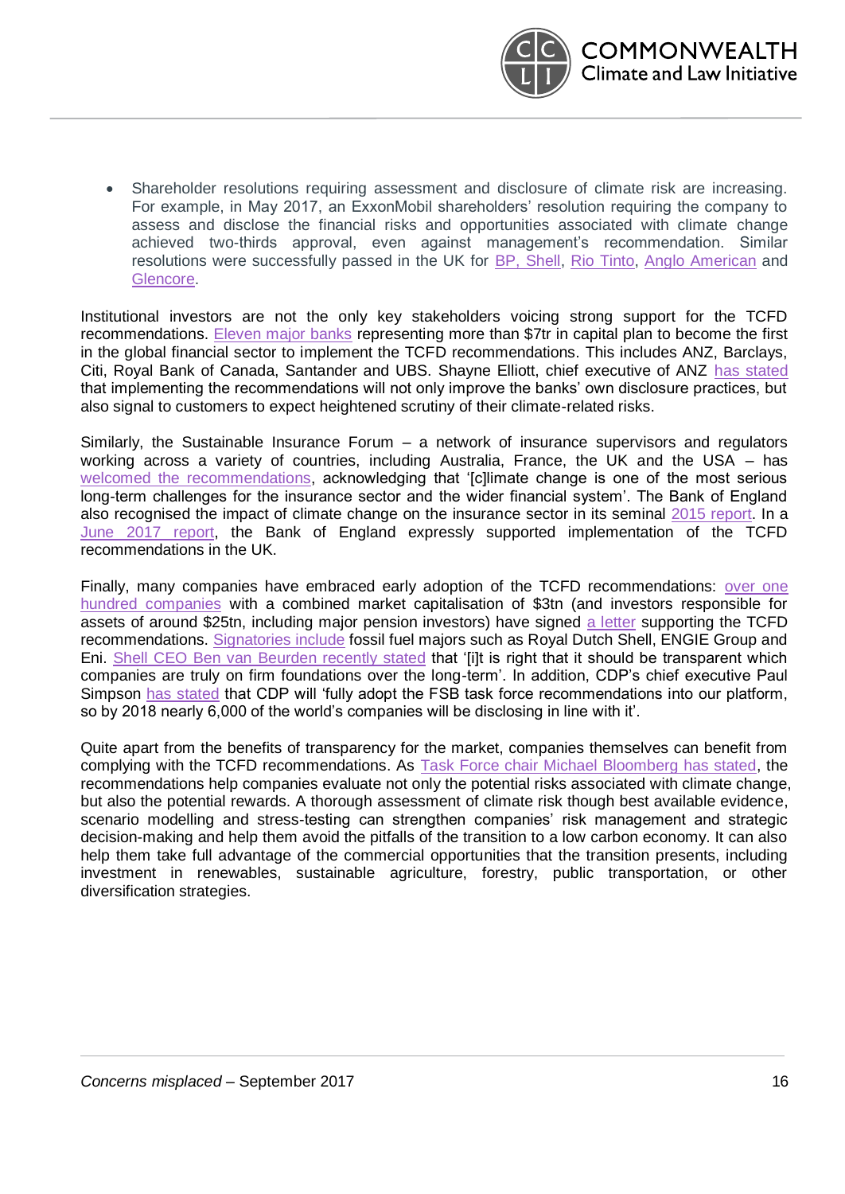- Shareholder resolutions requiring assessment and disclosure of climate risk are increasing. For example, in May 2017, an ExxonMobil shareholders' resolution requiring the company to assess and disclose the financial risks and opportunities associated with climate change achieved two-thirds approval, even against management's recommendation. Similar resolutions were successfully passed in the UK for BP, Shell, Rio Tinto, Anglo American and Glencore.

Institutional investors are not the only key stakeholders voicing strong support for the TCFD recommendations. Eleven major banks representing more than $7tr in capital plan to become the first in the global financial sector to implement the TCFD recommendations. This includes ANZ, Barclays, Citi, Royal Bank of Canada, Santander and UBS. Shayne Elliott, chief executive of ANZ has stated that implementing the recommendations will not only improve the banks' own disclosure practices, but also signal to customers to expect heightened scrutiny of their climate-related risks.

Similarly, the Sustainable Insurance Forum – a network of insurance supervisors and regulators working across a variety of countries, including Australia, France, the UK and the USA – has welcomed the recommendations, acknowledging that '[c]limate change is one of the most serious long-term challenges for the insurance sector and the wider financial system'. The Bank of England also recognised the impact of climate change on the insurance sector in its seminal 2015 report. In a June 2017 report, the Bank of England expressly supported implementation of the TCFD recommendations in the UK.

Finally, many companies have embraced early adoption of the TCFD recommendations: over one hundred companies with a combined market capitalisation of $3tn (and investors responsible for assets of around $25tn, including major pension investors) have signed a letter supporting the TCFD recommendations. Signatories include fossil fuel majors such as Royal Dutch Shell, ENGIE Group and Eni. Shell CEO Ben van Beurden recently stated that '[i]t is right that it should be transparent which companies are truly on firm foundations over the long-term'. In addition, CDP's chief executive Paul Simpson has stated that CDP will 'fully adopt the FSB task force recommendations into our platform, so by 2018 nearly 6,000 of the world's companies will be disclosing in line with it'.

Quite apart from the benefits of transparency for the market, companies themselves can benefit from complying with the TCFD recommendations. As Task Force chair Michael Bloomberg has stated, the recommendations help companies evaluate not only the potential risks associated with climate change, but also the potential rewards. A thorough assessment of climate risk though best available evidence, scenario modelling and stress-testing can strengthen companies' risk management and strategic decision-making and help them avoid the pitfalls of the transition to a low carbon economy. It can also help them take full advantage of the commercial opportunities that the transition presents, including investment in renewables, sustainable agriculture, forestry, public transportation, or other diversification strategies.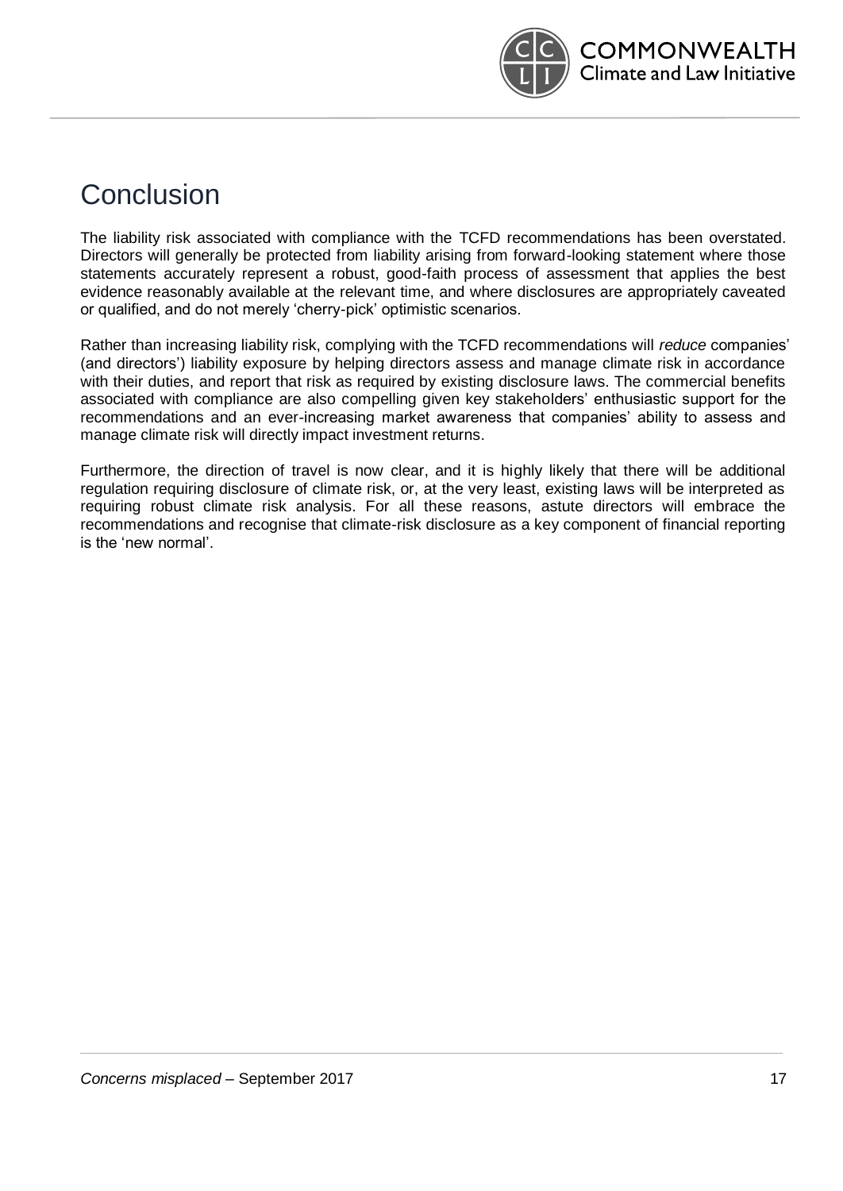# Conclusion

The liability risk associated with compliance with the TCFD recommendations has been overstated. Directors will generally be protected from liability arising from forward-looking statement where those statements accurately represent a robust, good-faith process of assessment that applies the best evidence reasonably available at the relevant time, and where disclosures are appropriately caveated or qualified, and do not merely 'cherry-pick' optimistic scenarios.

Rather than increasing liability risk, complying with the TCFD recommendations will *reduce* companies' (and directors') liability exposure by helping directors assess and manage climate risk in accordance with their duties, and report that risk as required by existing disclosure laws. The commercial benefits associated with compliance are also compelling given key stakeholders' enthusiastic support for the recommendations and an ever-increasing market awareness that companies' ability to assess and manage climate risk will directly impact investment returns.

Furthermore, the direction of travel is now clear, and it is highly likely that there will be additional regulation requiring disclosure of climate risk, or, at the very least, existing laws will be interpreted as requiring robust climate risk analysis. For all these reasons, astute directors will embrace the recommendations and recognise that climate-risk disclosure as a key component of financial reporting is the 'new normal'.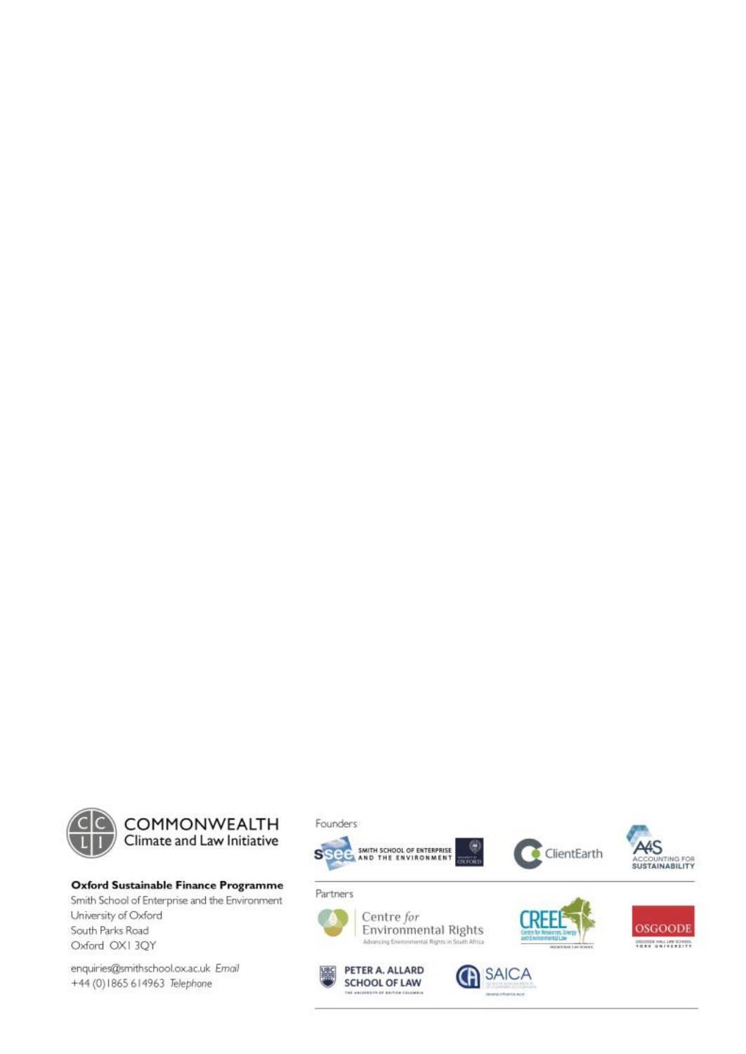COMMONWEALTH
Climate and Law Initiative

**Oxford Sustainable Finance Programme**
Smith School of Enterprise and the Environment
University of Oxford
South Parks Road
Oxford OX1 3QY

enquiries@smithschool.ox.ac.uk *Email*
+44 (0)1865 614963 *Telephone*

Founders

SMITH SCHOOL OF ENTERPRISE AND THE ENVIRONMENT

ClientEarth

A4S ACCOUNTING FOR SUSTAINABILITY

Partners

Centre *for* Environmental Rights
Advancing Environmental Rights in South Africa

CREEL Centre for Resources, Energy and Environmental Law

OSGOODE
OSGOODE HALL LAW SCHOOL YORK UNIVERSITY

PETER A. ALLARD SCHOOL OF LAW
THE UNIVERSITY OF BRITISH COLUMBIA

SAICA